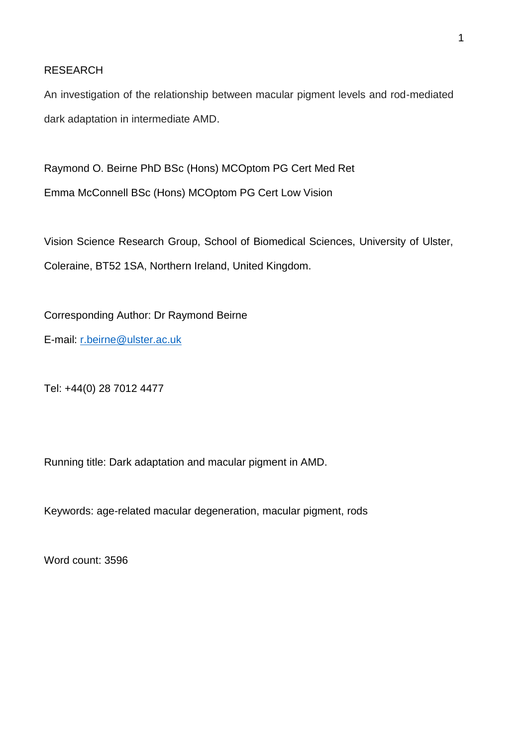RESEARCH

# An investigation of the relationship between macular pigment levels and rod-mediated dark adaptation in intermediate AMD.

Raymond O. Beirne PhD BSc (Hons) MCOptom PG Cert Med Ret

Emma McConnell BSc (Hons) MCOptom PG Cert Low Vision

Vision Science Research Group, School of Biomedical Sciences, University of Ulster, Coleraine, BT52 1SA, Northern Ireland, United Kingdom.

Corresponding Author: Dr Raymond Beirne

E-mail: r.beirne@ulster.ac.uk

Tel: +44(0) 28 7012 4477

Running title: Dark adaptation and macular pigment in AMD.

Keywords: age-related macular degeneration, macular pigment, rods

Word count: 3596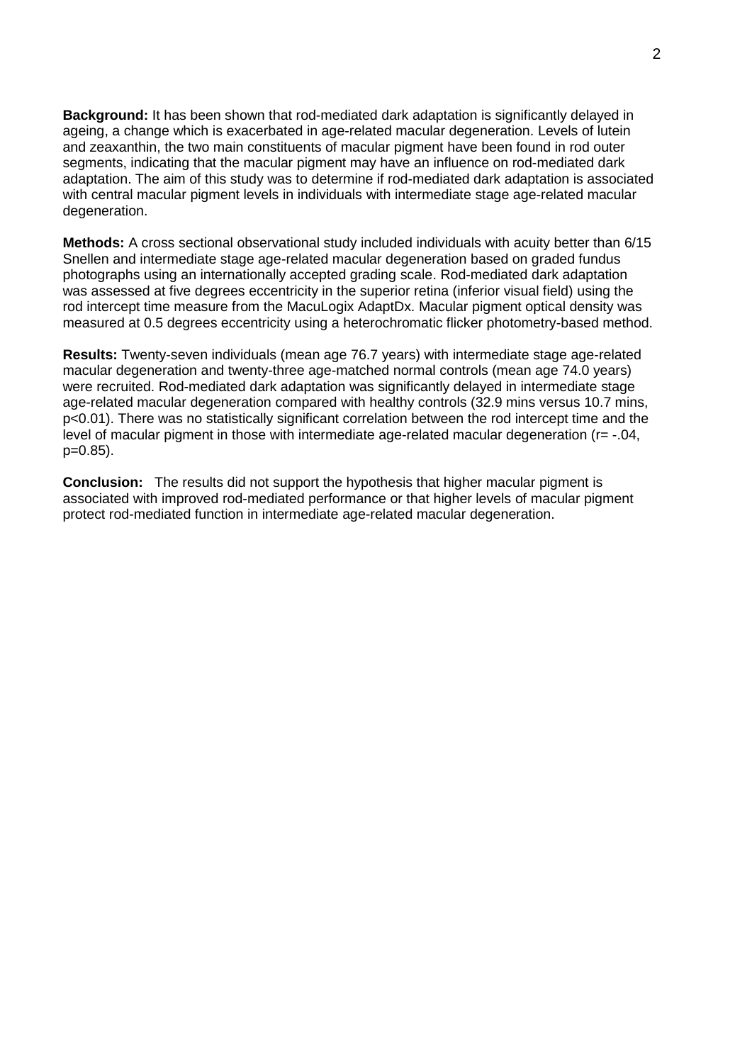**Background:** It has been shown that rod-mediated dark adaptation is significantly delayed in ageing, a change which is exacerbated in age-related macular degeneration. Levels of lutein and zeaxanthin, the two main constituents of macular pigment have been found in rod outer segments, indicating that the macular pigment may have an influence on rod-mediated dark adaptation. The aim of this study was to determine if rod-mediated dark adaptation is associated with central macular pigment levels in individuals with intermediate stage age-related macular degeneration.

**Methods:** A cross sectional observational study included individuals with acuity better than 6/15 Snellen and intermediate stage age-related macular degeneration based on graded fundus photographs using an internationally accepted grading scale. Rod-mediated dark adaptation was assessed at five degrees eccentricity in the superior retina (inferior visual field) using the rod intercept time measure from the MacuLogix AdaptDx. Macular pigment optical density was measured at 0.5 degrees eccentricity using a heterochromatic flicker photometry-based method.

**Results:** Twenty-seven individuals (mean age 76.7 years) with intermediate stage age-related macular degeneration and twenty-three age-matched normal controls (mean age 74.0 years) were recruited. Rod-mediated dark adaptation was significantly delayed in intermediate stage age-related macular degeneration compared with healthy controls (32.9 mins versus 10.7 mins, $p<0.01$). There was no statistically significant correlation between the rod intercept time and the level of macular pigment in those with intermediate age-related macular degeneration ($r= -.04$, $p=0.85$).

**Conclusion:** The results did not support the hypothesis that higher macular pigment is associated with improved rod-mediated performance or that higher levels of macular pigment protect rod-mediated function in intermediate age-related macular degeneration.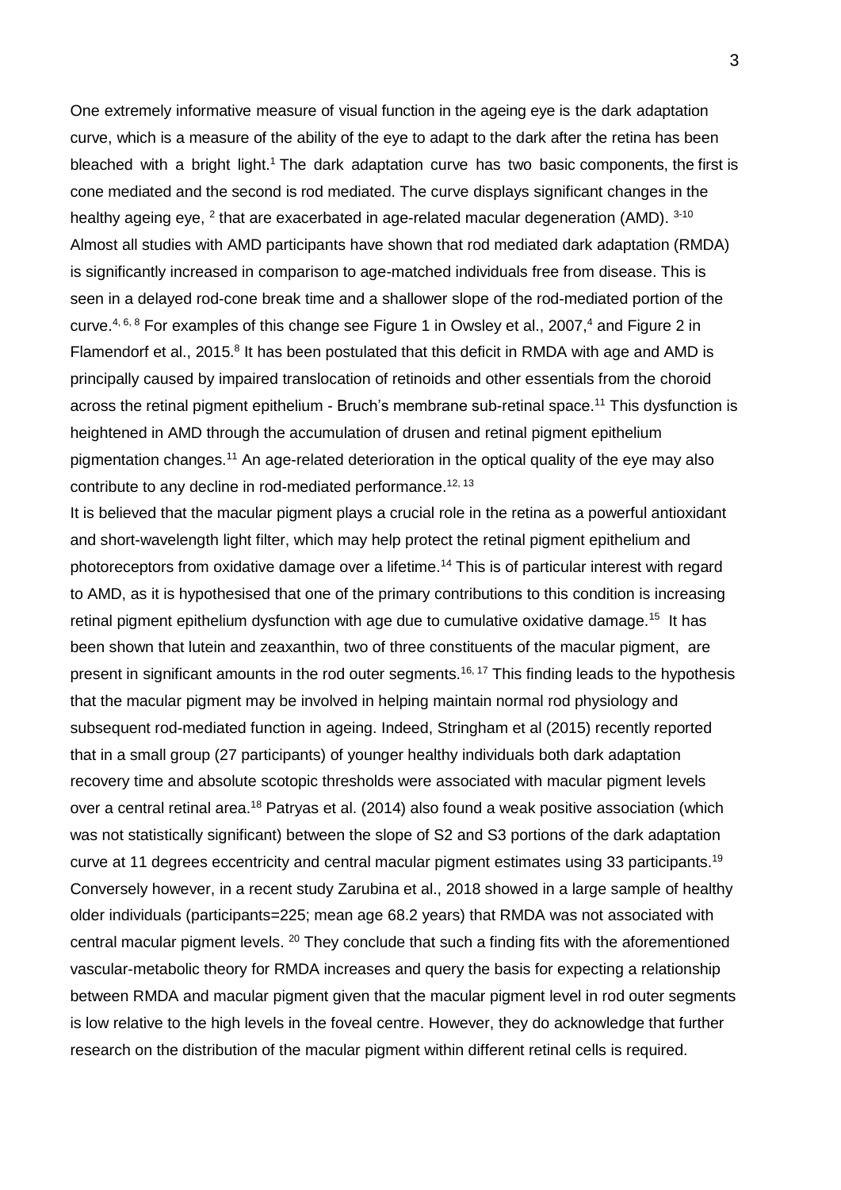One extremely informative measure of visual function in the ageing eye is the dark adaptation curve, which is a measure of the ability of the eye to adapt to the dark after the retina has been bleached with a bright light.[1] The dark adaptation curve has two basic components, the first is cone mediated and the second is rod mediated. The curve displays significant changes in the healthy ageing eye, [2] that are exacerbated in age-related macular degeneration (AMD). [3-10] Almost all studies with AMD participants have shown that rod mediated dark adaptation (RMDA) is significantly increased in comparison to age-matched individuals free from disease. This is seen in a delayed rod-cone break time and a shallower slope of the rod-mediated portion of the curve.[4, 6, 8] For examples of this change see Figure 1 in Owsley et al., 2007,[4] and Figure 2 in Flamendorf et al., 2015.[8] It has been postulated that this deficit in RMDA with age and AMD is principally caused by impaired translocation of retinoids and other essentials from the choroid across the retinal pigment epithelium - Bruch's membrane sub-retinal space.[11] This dysfunction is heightened in AMD through the accumulation of drusen and retinal pigment epithelium pigmentation changes.[11] An age-related deterioration in the optical quality of the eye may also contribute to any decline in rod-mediated performance.[12, 13]

It is believed that the macular pigment plays a crucial role in the retina as a powerful antioxidant and short-wavelength light filter, which may help protect the retinal pigment epithelium and photoreceptors from oxidative damage over a lifetime.[14] This is of particular interest with regard to AMD, as it is hypothesised that one of the primary contributions to this condition is increasing retinal pigment epithelium dysfunction with age due to cumulative oxidative damage.[15] It has been shown that lutein and zeaxanthin, two of three constituents of the macular pigment, are present in significant amounts in the rod outer segments.[16, 17] This finding leads to the hypothesis that the macular pigment may be involved in helping maintain normal rod physiology and subsequent rod-mediated function in ageing. Indeed, Stringham et al (2015) recently reported that in a small group (27 participants) of younger healthy individuals both dark adaptation recovery time and absolute scotopic thresholds were associated with macular pigment levels over a central retinal area.[18] Patryas et al. (2014) also found a weak positive association (which was not statistically significant) between the slope of S2 and S3 portions of the dark adaptation curve at 11 degrees eccentricity and central macular pigment estimates using 33 participants.[19] Conversely however, in a recent study Zarubina et al., 2018 showed in a large sample of healthy older individuals (participants=225; mean age 68.2 years) that RMDA was not associated with central macular pigment levels. [20] They conclude that such a finding fits with the aforementioned vascular-metabolic theory for RMDA increases and query the basis for expecting a relationship between RMDA and macular pigment given that the macular pigment level in rod outer segments is low relative to the high levels in the foveal centre. However, they do acknowledge that further research on the distribution of the macular pigment within different retinal cells is required.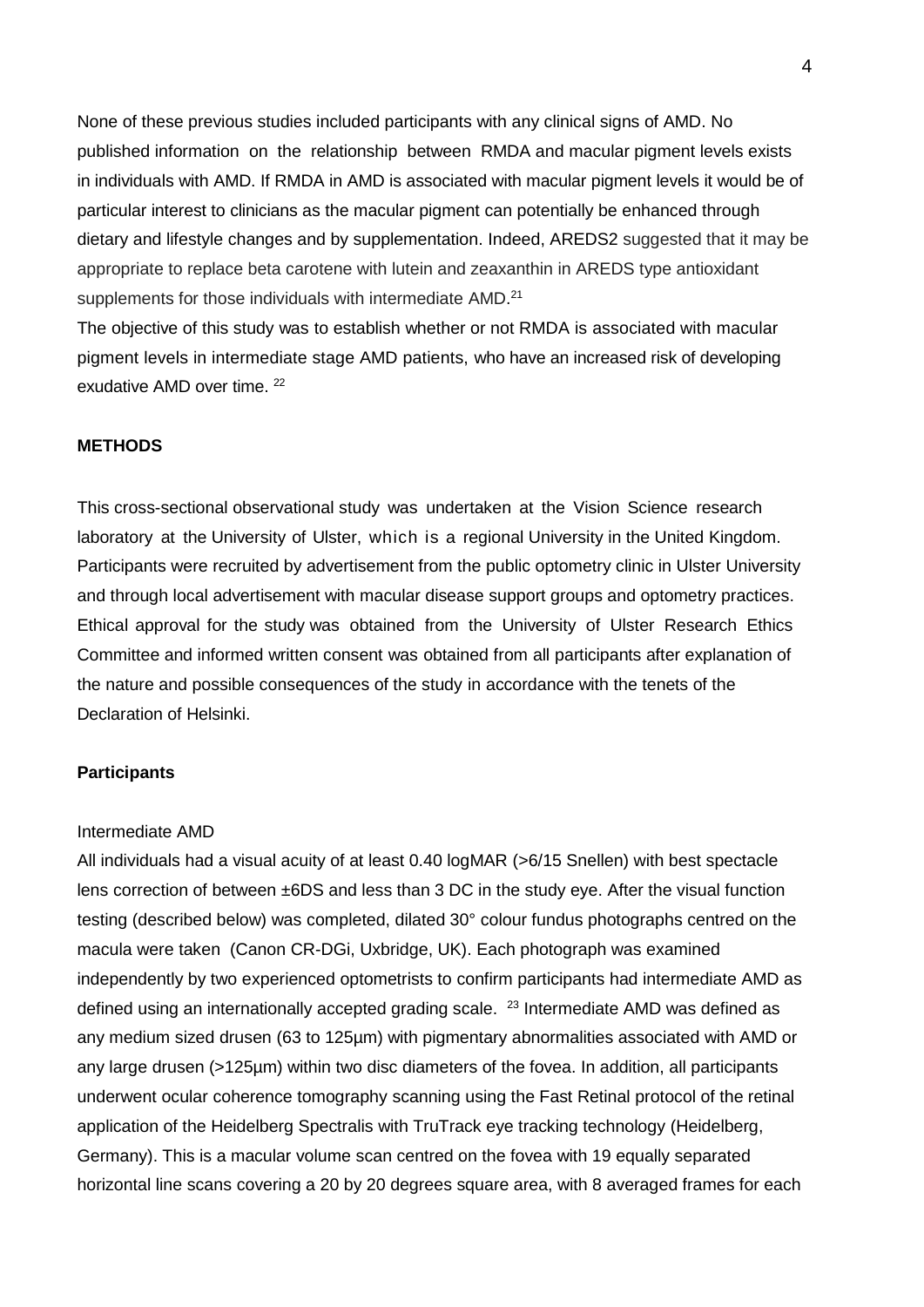None of these previous studies included participants with any clinical signs of AMD. No published information on the relationship between RMDA and macular pigment levels exists in individuals with AMD. If RMDA in AMD is associated with macular pigment levels it would be of particular interest to clinicians as the macular pigment can potentially be enhanced through dietary and lifestyle changes and by supplementation. Indeed, AREDS2 suggested that it may be appropriate to replace beta carotene with lutein and zeaxanthin in AREDS type antioxidant supplements for those individuals with intermediate AMD.[21]

The objective of this study was to establish whether or not RMDA is associated with macular pigment levels in intermediate stage AMD patients, who have an increased risk of developing exudative AMD over time. [22]

## METHODS

This cross-sectional observational study was undertaken at the Vision Science research laboratory at the University of Ulster, which is a regional University in the United Kingdom. Participants were recruited by advertisement from the public optometry clinic in Ulster University and through local advertisement with macular disease support groups and optometry practices. Ethical approval for the study was obtained from the University of Ulster Research Ethics Committee and informed written consent was obtained from all participants after explanation of the nature and possible consequences of the study in accordance with the tenets of the Declaration of Helsinki.

### Participants

Intermediate AMD

All individuals had a visual acuity of at least 0.40 logMAR (>6/15 Snellen) with best spectacle lens correction of between ±6DS and less than 3 DC in the study eye. After the visual function testing (described below) was completed, dilated 30° colour fundus photographs centred on the macula were taken (Canon CR-DGi, Uxbridge, UK). Each photograph was examined independently by two experienced optometrists to confirm participants had intermediate AMD as defined using an internationally accepted grading scale. [23] Intermediate AMD was defined as any medium sized drusen (63 to 125µm) with pigmentary abnormalities associated with AMD or any large drusen (>125µm) within two disc diameters of the fovea. In addition, all participants underwent ocular coherence tomography scanning using the Fast Retinal protocol of the retinal application of the Heidelberg Spectralis with TruTrack eye tracking technology (Heidelberg, Germany). This is a macular volume scan centred on the fovea with 19 equally separated horizontal line scans covering a 20 by 20 degrees square area, with 8 averaged frames for each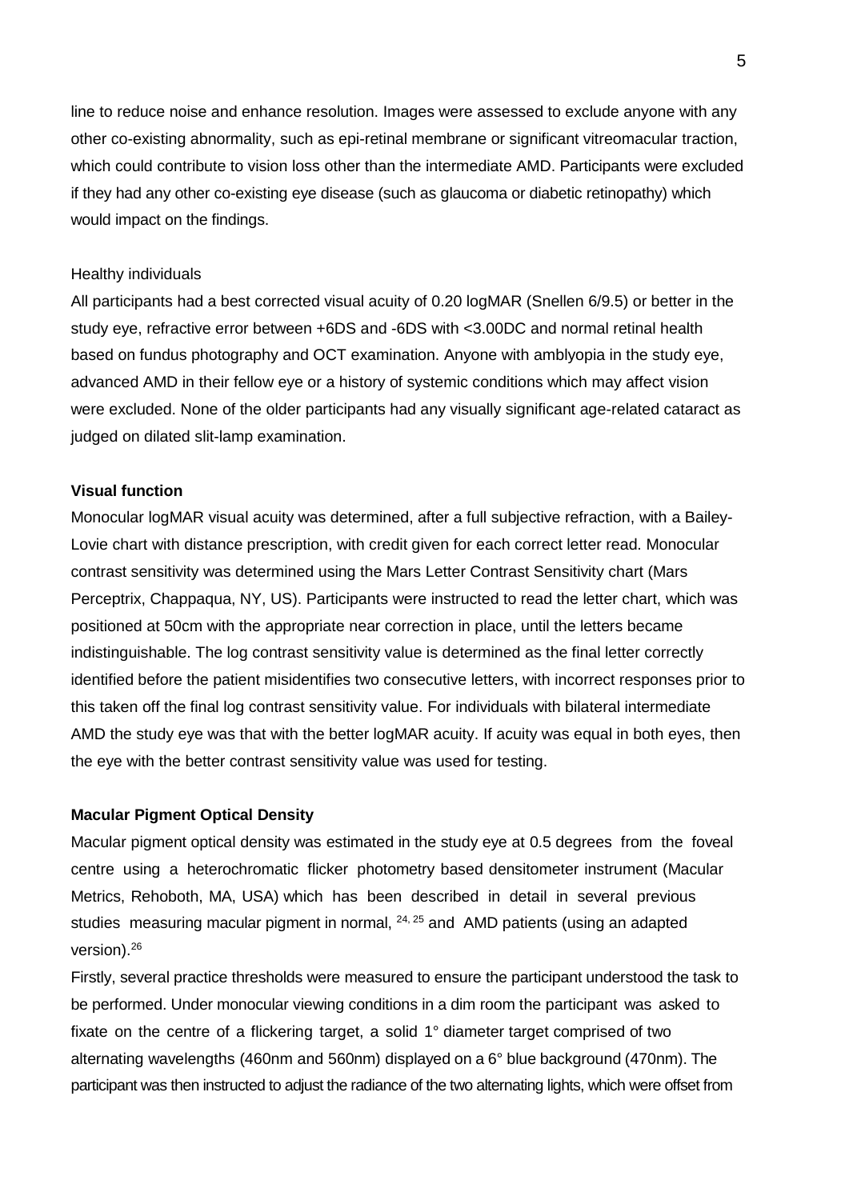line to reduce noise and enhance resolution. Images were assessed to exclude anyone with any other co-existing abnormality, such as epi-retinal membrane or significant vitreomacular traction, which could contribute to vision loss other than the intermediate AMD. Participants were excluded if they had any other co-existing eye disease (such as glaucoma or diabetic retinopathy) which would impact on the findings.

Healthy individuals

All participants had a best corrected visual acuity of 0.20 logMAR (Snellen 6/9.5) or better in the study eye, refractive error between +6DS and -6DS with <3.00DC and normal retinal health based on fundus photography and OCT examination. Anyone with amblyopia in the study eye, advanced AMD in their fellow eye or a history of systemic conditions which may affect vision were excluded. None of the older participants had any visually significant age-related cataract as judged on dilated slit-lamp examination.

**Visual function**

Monocular logMAR visual acuity was determined, after a full subjective refraction, with a Bailey-Lovie chart with distance prescription, with credit given for each correct letter read. Monocular contrast sensitivity was determined using the Mars Letter Contrast Sensitivity chart (Mars Perceptrix, Chappaqua, NY, US). Participants were instructed to read the letter chart, which was positioned at 50cm with the appropriate near correction in place, until the letters became indistinguishable. The log contrast sensitivity value is determined as the final letter correctly identified before the patient misidentifies two consecutive letters, with incorrect responses prior to this taken off the final log contrast sensitivity value. For individuals with bilateral intermediate AMD the study eye was that with the better logMAR acuity. If acuity was equal in both eyes, then the eye with the better contrast sensitivity value was used for testing.

**Macular Pigment Optical Density**

Macular pigment optical density was estimated in the study eye at 0.5 degrees from the foveal centre using a heterochromatic flicker photometry based densitometer instrument (Macular Metrics, Rehoboth, MA, USA) which has been described in detail in several previous studies measuring macular pigment in normal, [24, 25] and AMD patients (using an adapted version).[26]

Firstly, several practice thresholds were measured to ensure the participant understood the task to be performed. Under monocular viewing conditions in a dim room the participant was asked to fixate on the centre of a flickering target, a solid 1° diameter target comprised of two alternating wavelengths (460nm and 560nm) displayed on a 6° blue background (470nm). The participant was then instructed to adjust the radiance of the two alternating lights, which were offset from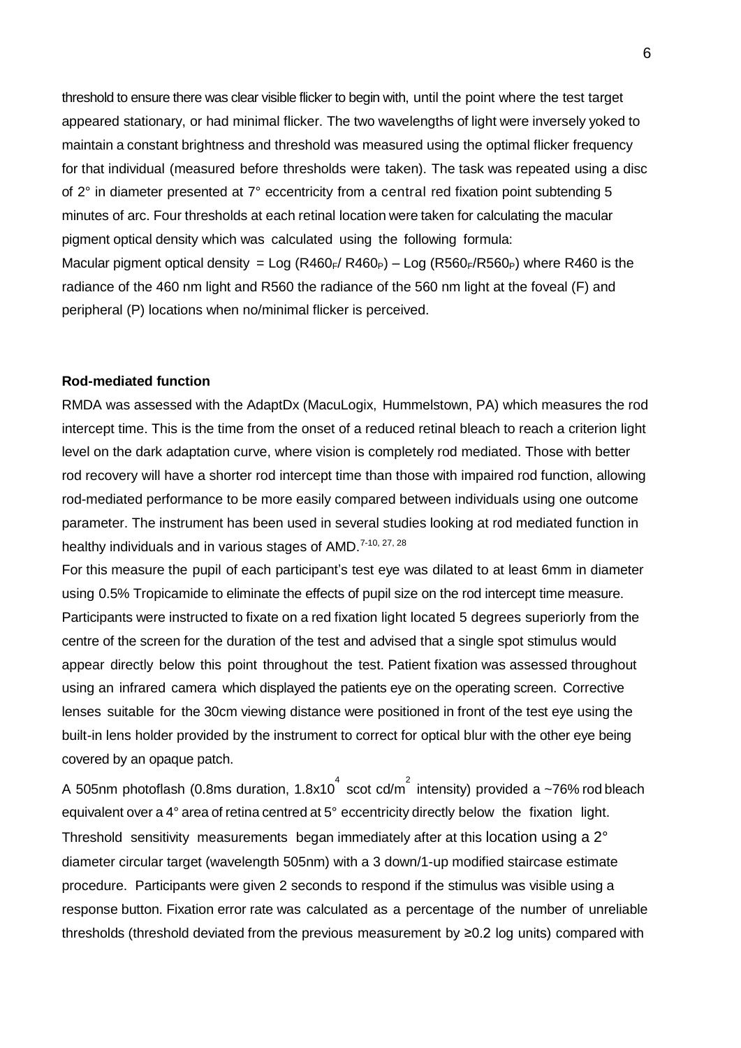threshold to ensure there was clear visible flicker to begin with, until the point where the test target appeared stationary, or had minimal flicker. The two wavelengths of light were inversely yoked to maintain a constant brightness and threshold was measured using the optimal flicker frequency for that individual (measured before thresholds were taken). The task was repeated using a disc of 2° in diameter presented at 7° eccentricity from a central red fixation point subtending 5 minutes of arc. Four thresholds at each retinal location were taken for calculating the macular pigment optical density which was calculated using the following formula:

Macular pigment optical density = $\text{Log}(R460_F / R460_P) - \text{Log}(R560_F / R560_P)$ where R460 is the radiance of the 460 nm light and R560 the radiance of the 560 nm light at the foveal (F) and peripheral (P) locations when no/minimal flicker is perceived.

**Rod-mediated function**

RMDA was assessed with the AdaptDx (MacuLogix, Hummelstown, PA) which measures the rod intercept time. This is the time from the onset of a reduced retinal bleach to reach a criterion light level on the dark adaptation curve, where vision is completely rod mediated. Those with better rod recovery will have a shorter rod intercept time than those with impaired rod function, allowing rod-mediated performance to be more easily compared between individuals using one outcome parameter. The instrument has been used in several studies looking at rod mediated function in healthy individuals and in various stages of AMD.[7-10, 27, 28]

For this measure the pupil of each participant's test eye was dilated to at least 6mm in diameter using 0.5% Tropicamide to eliminate the effects of pupil size on the rod intercept time measure. Participants were instructed to fixate on a red fixation light located 5 degrees superiorly from the centre of the screen for the duration of the test and advised that a single spot stimulus would appear directly below this point throughout the test. Patient fixation was assessed throughout using an infrared camera which displayed the patients eye on the operating screen. Corrective lenses suitable for the 30cm viewing distance were positioned in front of the test eye using the built-in lens holder provided by the instrument to correct for optical blur with the other eye being covered by an opaque patch.

A 505nm photoflash (0.8ms duration, $1.8 \times 10^4$ scot cd/m$^2$ intensity) provided a ~76% rod bleach equivalent over a 4° area of retina centred at 5° eccentricity directly below the fixation light. Threshold sensitivity measurements began immediately after at this location using a 2° diameter circular target (wavelength 505nm) with a 3 down/1-up modified staircase estimate procedure. Participants were given 2 seconds to respond if the stimulus was visible using a response button. Fixation error rate was calculated as a percentage of the number of unreliable thresholds (threshold deviated from the previous measurement by ≥0.2 log units) compared with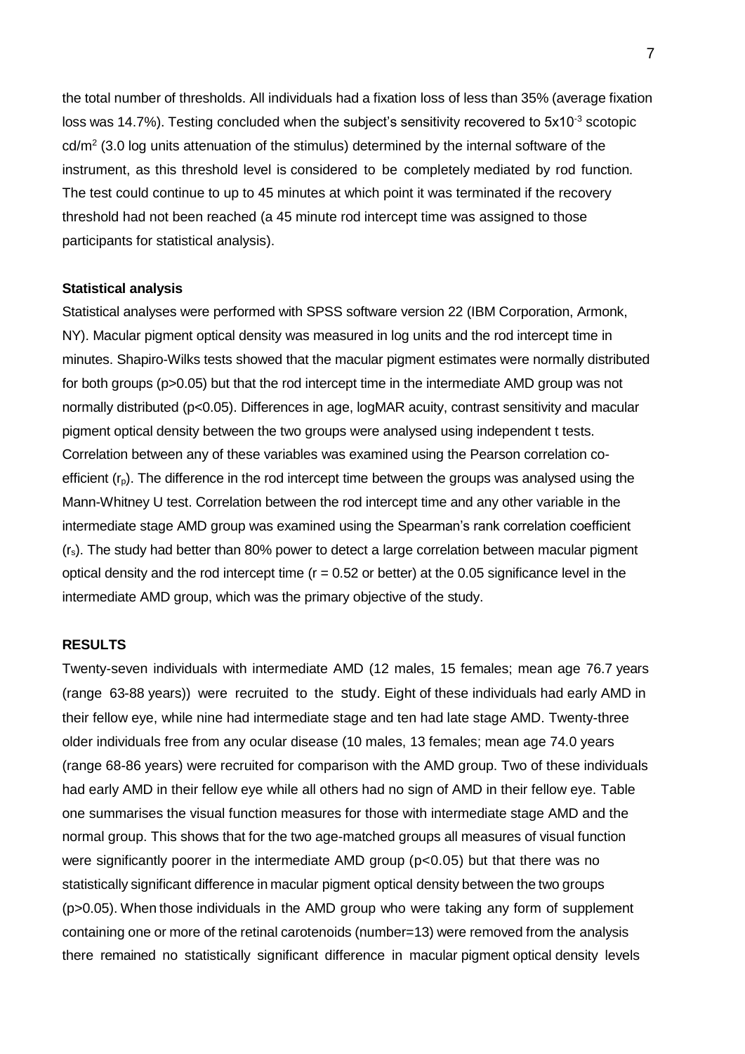the total number of thresholds. All individuals had a fixation loss of less than 35% (average fixation loss was 14.7%). Testing concluded when the subject's sensitivity recovered to $5 \times 10^{-3}$ scotopic cd/m$^2$ (3.0 log units attenuation of the stimulus) determined by the internal software of the instrument, as this threshold level is considered to be completely mediated by rod function. The test could continue to up to 45 minutes at which point it was terminated if the recovery threshold had not been reached (a 45 minute rod intercept time was assigned to those participants for statistical analysis).

**Statistical analysis**

Statistical analyses were performed with SPSS software version 22 (IBM Corporation, Armonk, NY). Macular pigment optical density was measured in log units and the rod intercept time in minutes. Shapiro-Wilks tests showed that the macular pigment estimates were normally distributed for both groups ($p>0.05$) but that the rod intercept time in the intermediate AMD group was not normally distributed ($p<0.05$). Differences in age, logMAR acuity, contrast sensitivity and macular pigment optical density between the two groups were analysed using independent t tests. Correlation between any of these variables was examined using the Pearson correlation co-efficient ($r_p$). The difference in the rod intercept time between the groups was analysed using the Mann-Whitney U test. Correlation between the rod intercept time and any other variable in the intermediate stage AMD group was examined using the Spearman's rank correlation coefficient ($r_s$). The study had better than 80% power to detect a large correlation between macular pigment optical density and the rod intercept time ($r = 0.52$ or better) at the 0.05 significance level in the intermediate AMD group, which was the primary objective of the study.

**RESULTS**

Twenty-seven individuals with intermediate AMD (12 males, 15 females; mean age 76.7 years (range 63-88 years)) were recruited to the study. Eight of these individuals had early AMD in their fellow eye, while nine had intermediate stage and ten had late stage AMD. Twenty-three older individuals free from any ocular disease (10 males, 13 females; mean age 74.0 years (range 68-86 years) were recruited for comparison with the AMD group. Two of these individuals had early AMD in their fellow eye while all others had no sign of AMD in their fellow eye. Table one summarises the visual function measures for those with intermediate stage AMD and the normal group. This shows that for the two age-matched groups all measures of visual function were significantly poorer in the intermediate AMD group ($p<0.05$) but that there was no statistically significant difference in macular pigment optical density between the two groups ($p>0.05$). When those individuals in the AMD group who were taking any form of supplement containing one or more of the retinal carotenoids (number=13) were removed from the analysis there remained no statistically significant difference in macular pigment optical density levels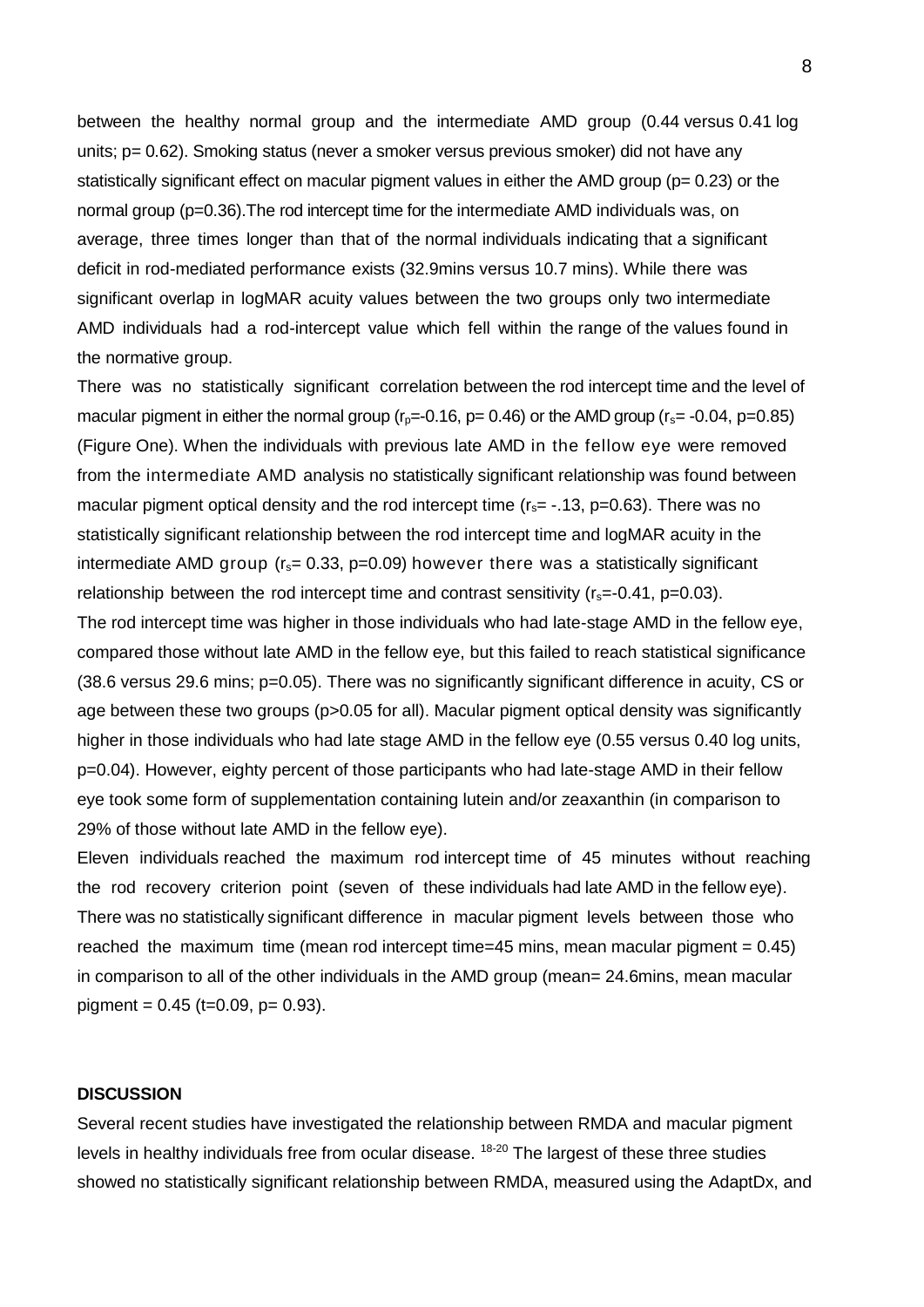between the healthy normal group and the intermediate AMD group (0.44 versus 0.41 log units; p= 0.62). Smoking status (never a smoker versus previous smoker) did not have any statistically significant effect on macular pigment values in either the AMD group (p= 0.23) or the normal group (p=0.36).The rod intercept time for the intermediate AMD individuals was, on average, three times longer than that of the normal individuals indicating that a significant deficit in rod-mediated performance exists (32.9mins versus 10.7 mins). While there was significant overlap in logMAR acuity values between the two groups only two intermediate AMD individuals had a rod-intercept value which fell within the range of the values found in the normative group.

There was no statistically significant correlation between the rod intercept time and the level of macular pigment in either the normal group ($r_p$=-0.16, p= 0.46) or the AMD group ($r_s$= -0.04, p=0.85) (Figure One). When the individuals with previous late AMD in the fellow eye were removed from the intermediate AMD analysis no statistically significant relationship was found between macular pigment optical density and the rod intercept time ($r_s$= -.13, p=0.63). There was no statistically significant relationship between the rod intercept time and logMAR acuity in the intermediate AMD group ($r_s$= 0.33, p=0.09) however there was a statistically significant relationship between the rod intercept time and contrast sensitivity ($r_s$=-0.41, p=0.03).

The rod intercept time was higher in those individuals who had late-stage AMD in the fellow eye, compared those without late AMD in the fellow eye, but this failed to reach statistical significance (38.6 versus 29.6 mins; p=0.05). There was no significantly significant difference in acuity, CS or age between these two groups (p>0.05 for all). Macular pigment optical density was significantly higher in those individuals who had late stage AMD in the fellow eye (0.55 versus 0.40 log units, p=0.04). However, eighty percent of those participants who had late-stage AMD in their fellow eye took some form of supplementation containing lutein and/or zeaxanthin (in comparison to 29% of those without late AMD in the fellow eye).

Eleven individuals reached the maximum rod intercept time of 45 minutes without reaching the rod recovery criterion point (seven of these individuals had late AMD in the fellow eye). There was no statistically significant difference in macular pigment levels between those who reached the maximum time (mean rod intercept time=45 mins, mean macular pigment = 0.45) in comparison to all of the other individuals in the AMD group (mean= 24.6mins, mean macular pigment = 0.45 (t=0.09, p= 0.93).

## DISCUSSION

Several recent studies have investigated the relationship between RMDA and macular pigment levels in healthy individuals free from ocular disease. [18-20] The largest of these three studies showed no statistically significant relationship between RMDA, measured using the AdaptDx, and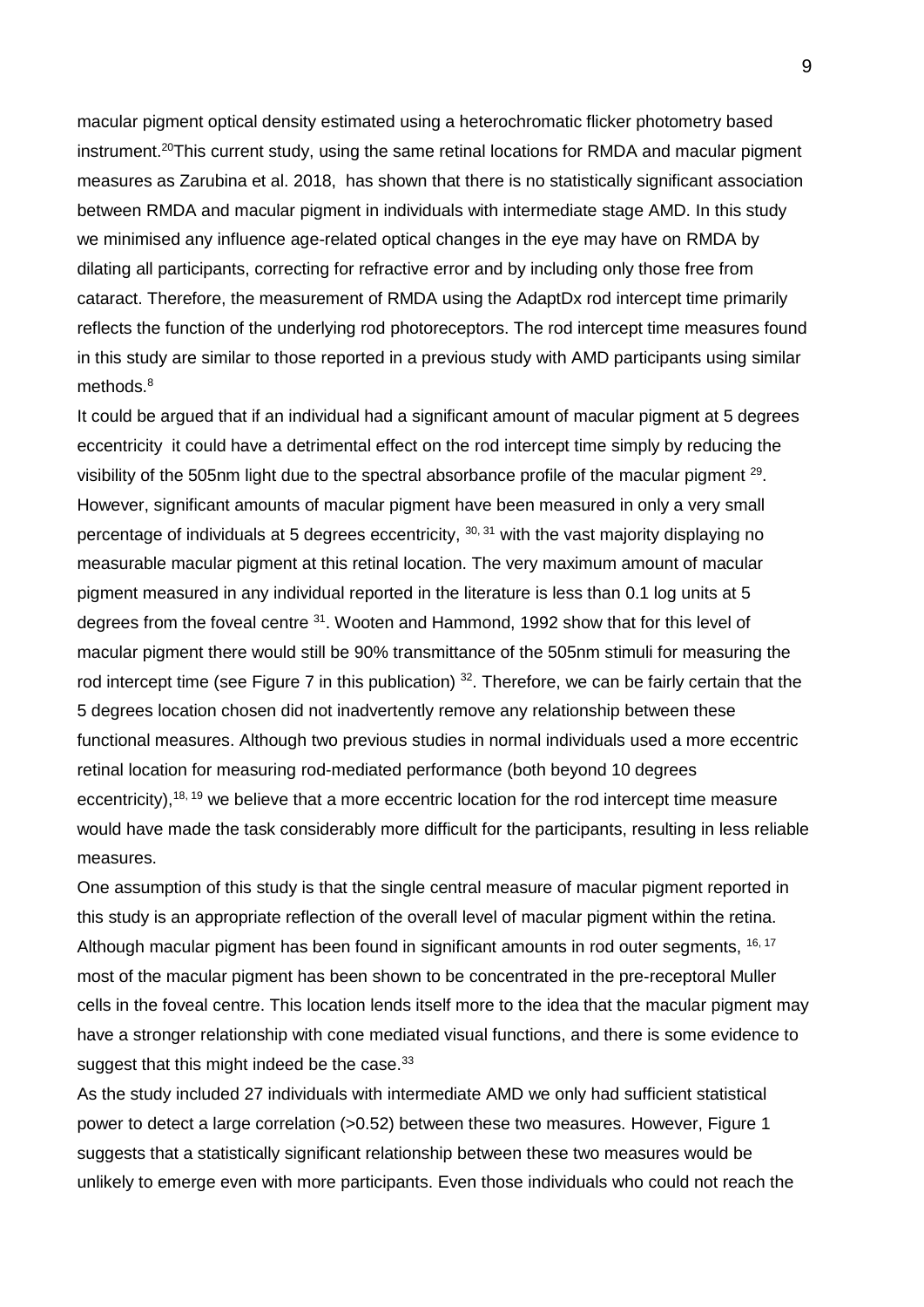macular pigment optical density estimated using a heterochromatic flicker photometry based instrument.[20]This current study, using the same retinal locations for RMDA and macular pigment measures as Zarubina et al. 2018, has shown that there is no statistically significant association between RMDA and macular pigment in individuals with intermediate stage AMD. In this study we minimised any influence age-related optical changes in the eye may have on RMDA by dilating all participants, correcting for refractive error and by including only those free from cataract. Therefore, the measurement of RMDA using the AdaptDx rod intercept time primarily reflects the function of the underlying rod photoreceptors. The rod intercept time measures found in this study are similar to those reported in a previous study with AMD participants using similar methods.[8]

It could be argued that if an individual had a significant amount of macular pigment at 5 degrees eccentricity it could have a detrimental effect on the rod intercept time simply by reducing the visibility of the 505nm light due to the spectral absorbance profile of the macular pigment [29]. However, significant amounts of macular pigment have been measured in only a very small percentage of individuals at 5 degrees eccentricity, [30, 31] with the vast majority displaying no measurable macular pigment at this retinal location. The very maximum amount of macular pigment measured in any individual reported in the literature is less than 0.1 log units at 5 degrees from the foveal centre [31]. Wooten and Hammond, 1992 show that for this level of macular pigment there would still be 90% transmittance of the 505nm stimuli for measuring the rod intercept time (see Figure 7 in this publication) [32]. Therefore, we can be fairly certain that the 5 degrees location chosen did not inadvertently remove any relationship between these functional measures. Although two previous studies in normal individuals used a more eccentric retinal location for measuring rod-mediated performance (both beyond 10 degrees eccentricity),[18, 19] we believe that a more eccentric location for the rod intercept time measure would have made the task considerably more difficult for the participants, resulting in less reliable measures.

One assumption of this study is that the single central measure of macular pigment reported in this study is an appropriate reflection of the overall level of macular pigment within the retina. Although macular pigment has been found in significant amounts in rod outer segments, [16, 17] most of the macular pigment has been shown to be concentrated in the pre-receptoral Muller cells in the foveal centre. This location lends itself more to the idea that the macular pigment may have a stronger relationship with cone mediated visual functions, and there is some evidence to suggest that this might indeed be the case.[33]

As the study included 27 individuals with intermediate AMD we only had sufficient statistical power to detect a large correlation (>0.52) between these two measures. However, Figure 1 suggests that a statistically significant relationship between these two measures would be unlikely to emerge even with more participants. Even those individuals who could not reach the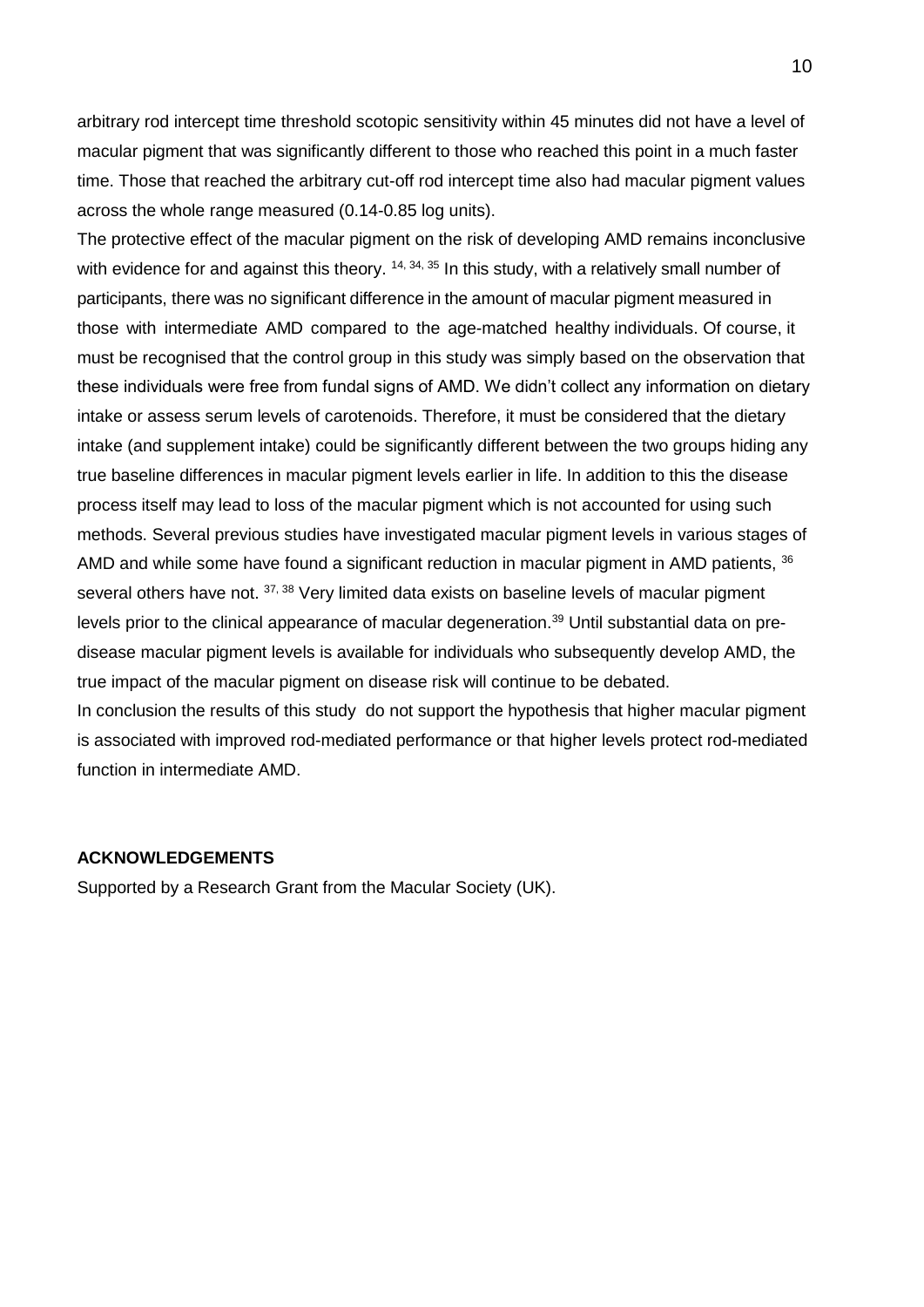arbitrary rod intercept time threshold scotopic sensitivity within 45 minutes did not have a level of macular pigment that was significantly different to those who reached this point in a much faster time. Those that reached the arbitrary cut-off rod intercept time also had macular pigment values across the whole range measured (0.14-0.85 log units).

The protective effect of the macular pigment on the risk of developing AMD remains inconclusive with evidence for and against this theory. [14, 34, 35] In this study, with a relatively small number of participants, there was no significant difference in the amount of macular pigment measured in those with intermediate AMD compared to the age-matched healthy individuals. Of course, it must be recognised that the control group in this study was simply based on the observation that these individuals were free from fundal signs of AMD. We didn't collect any information on dietary intake or assess serum levels of carotenoids. Therefore, it must be considered that the dietary intake (and supplement intake) could be significantly different between the two groups hiding any true baseline differences in macular pigment levels earlier in life. In addition to this the disease process itself may lead to loss of the macular pigment which is not accounted for using such methods. Several previous studies have investigated macular pigment levels in various stages of AMD and while some have found a significant reduction in macular pigment in AMD patients, [36] several others have not. [37, 38] Very limited data exists on baseline levels of macular pigment levels prior to the clinical appearance of macular degeneration.[39] Until substantial data on pre-disease macular pigment levels is available for individuals who subsequently develop AMD, the true impact of the macular pigment on disease risk will continue to be debated.

In conclusion the results of this study do not support the hypothesis that higher macular pigment is associated with improved rod-mediated performance or that higher levels protect rod-mediated function in intermediate AMD.

**ACKNOWLEDGEMENTS**

Supported by a Research Grant from the Macular Society (UK).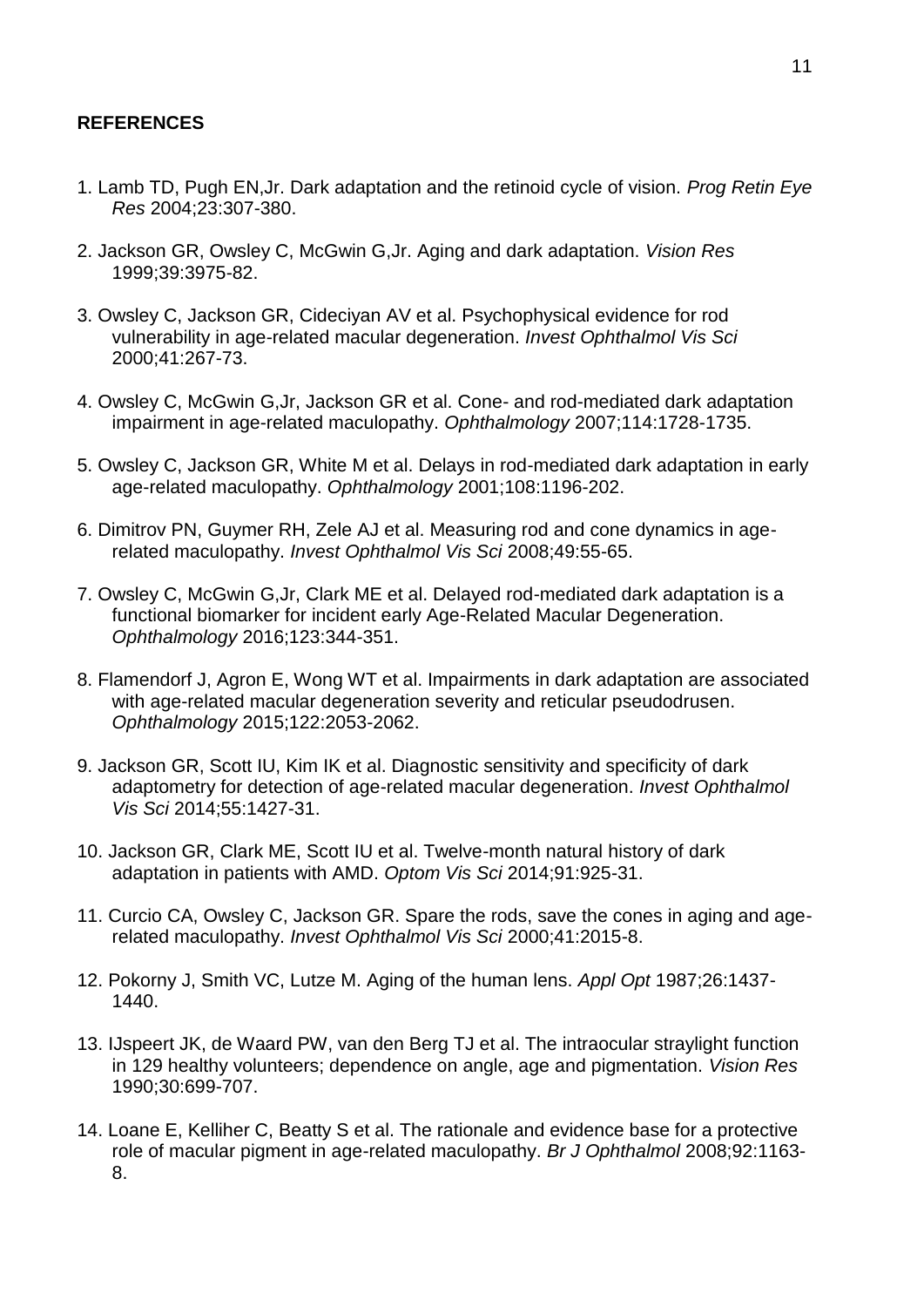**REFERENCES**

1. Lamb TD, Pugh EN,Jr. Dark adaptation and the retinoid cycle of vision. *Prog Retin Eye Res* 2004;23:307-380.

2. Jackson GR, Owsley C, McGwin G,Jr. Aging and dark adaptation. *Vision Res* 1999;39:3975-82.

3. Owsley C, Jackson GR, Cideciyan AV et al. Psychophysical evidence for rod vulnerability in age-related macular degeneration. *Invest Ophthalmol Vis Sci* 2000;41:267-73.

4. Owsley C, McGwin G,Jr, Jackson GR et al. Cone- and rod-mediated dark adaptation impairment in age-related maculopathy. *Ophthalmology* 2007;114:1728-1735.

5. Owsley C, Jackson GR, White M et al. Delays in rod-mediated dark adaptation in early age-related maculopathy. *Ophthalmology* 2001;108:1196-202.

6. Dimitrov PN, Guymer RH, Zele AJ et al. Measuring rod and cone dynamics in age-related maculopathy. *Invest Ophthalmol Vis Sci* 2008;49:55-65.

7. Owsley C, McGwin G,Jr, Clark ME et al. Delayed rod-mediated dark adaptation is a functional biomarker for incident early Age-Related Macular Degeneration. *Ophthalmology* 2016;123:344-351.

8. Flamendorf J, Agron E, Wong WT et al. Impairments in dark adaptation are associated with age-related macular degeneration severity and reticular pseudodrusen. *Ophthalmology* 2015;122:2053-2062.

9. Jackson GR, Scott IU, Kim IK et al. Diagnostic sensitivity and specificity of dark adaptometry for detection of age-related macular degeneration. *Invest Ophthalmol Vis Sci* 2014;55:1427-31.

10. Jackson GR, Clark ME, Scott IU et al. Twelve-month natural history of dark adaptation in patients with AMD. *Optom Vis Sci* 2014;91:925-31.

11. Curcio CA, Owsley C, Jackson GR. Spare the rods, save the cones in aging and age-related maculopathy. *Invest Ophthalmol Vis Sci* 2000;41:2015-8.

12. Pokorny J, Smith VC, Lutze M. Aging of the human lens. *Appl Opt* 1987;26:1437-1440.

13. IJspeert JK, de Waard PW, van den Berg TJ et al. The intraocular straylight function in 129 healthy volunteers; dependence on angle, age and pigmentation. *Vision Res* 1990;30:699-707.

14. Loane E, Kelliher C, Beatty S et al. The rationale and evidence base for a protective role of macular pigment in age-related maculopathy. *Br J Ophthalmol* 2008;92:1163-8.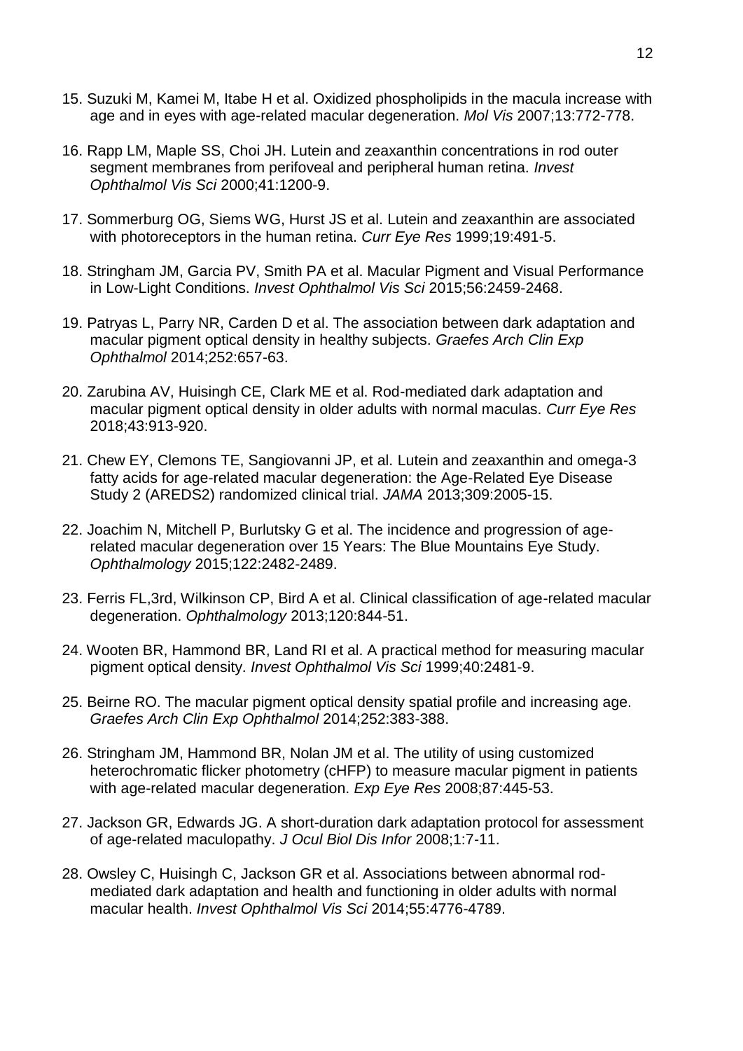15. Suzuki M, Kamei M, Itabe H et al. Oxidized phospholipids in the macula increase with age and in eyes with age-related macular degeneration. *Mol Vis* 2007;13:772-778.

16. Rapp LM, Maple SS, Choi JH. Lutein and zeaxanthin concentrations in rod outer segment membranes from perifoveal and peripheral human retina. *Invest Ophthalmol Vis Sci* 2000;41:1200-9.

17. Sommerburg OG, Siems WG, Hurst JS et al. Lutein and zeaxanthin are associated with photoreceptors in the human retina. *Curr Eye Res* 1999;19:491-5.

18. Stringham JM, Garcia PV, Smith PA et al. Macular Pigment and Visual Performance in Low-Light Conditions. *Invest Ophthalmol Vis Sci* 2015;56:2459-2468.

19. Patryas L, Parry NR, Carden D et al. The association between dark adaptation and macular pigment optical density in healthy subjects. *Graefes Arch Clin Exp Ophthalmol* 2014;252:657-63.

20. Zarubina AV, Huisingh CE, Clark ME et al. Rod-mediated dark adaptation and macular pigment optical density in older adults with normal maculas. *Curr Eye Res* 2018;43:913-920.

21. Chew EY, Clemons TE, Sangiovanni JP, et al. Lutein and zeaxanthin and omega-3 fatty acids for age-related macular degeneration: the Age-Related Eye Disease Study 2 (AREDS2) randomized clinical trial. *JAMA* 2013;309:2005-15.

22. Joachim N, Mitchell P, Burlutsky G et al. The incidence and progression of age-related macular degeneration over 15 Years: The Blue Mountains Eye Study. *Ophthalmology* 2015;122:2482-2489.

23. Ferris FL,3rd, Wilkinson CP, Bird A et al. Clinical classification of age-related macular degeneration. *Ophthalmology* 2013;120:844-51.

24. Wooten BR, Hammond BR, Land RI et al. A practical method for measuring macular pigment optical density. *Invest Ophthalmol Vis Sci* 1999;40:2481-9.

25. Beirne RO. The macular pigment optical density spatial profile and increasing age. *Graefes Arch Clin Exp Ophthalmol* 2014;252:383-388.

26. Stringham JM, Hammond BR, Nolan JM et al. The utility of using customized heterochromatic flicker photometry (cHFP) to measure macular pigment in patients with age-related macular degeneration. *Exp Eye Res* 2008;87:445-53.

27. Jackson GR, Edwards JG. A short-duration dark adaptation protocol for assessment of age-related maculopathy. *J Ocul Biol Dis Infor* 2008;1:7-11.

28. Owsley C, Huisingh C, Jackson GR et al. Associations between abnormal rod-mediated dark adaptation and health and functioning in older adults with normal macular health. *Invest Ophthalmol Vis Sci* 2014;55:4776-4789.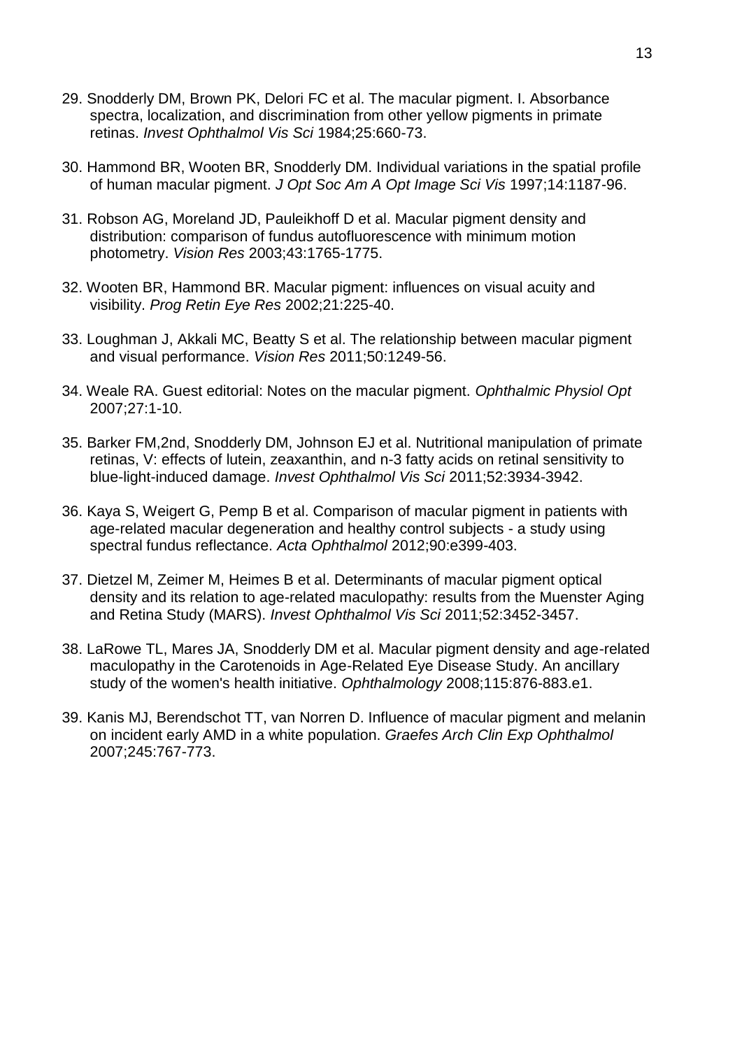29. Snodderly DM, Brown PK, Delori FC et al. The macular pigment. I. Absorbance spectra, localization, and discrimination from other yellow pigments in primate retinas. *Invest Ophthalmol Vis Sci* 1984;25:660-73.

30. Hammond BR, Wooten BR, Snodderly DM. Individual variations in the spatial profile of human macular pigment. *J Opt Soc Am A Opt Image Sci Vis* 1997;14:1187-96.

31. Robson AG, Moreland JD, Pauleikhoff D et al. Macular pigment density and distribution: comparison of fundus autofluorescence with minimum motion photometry. *Vision Res* 2003;43:1765-1775.

32. Wooten BR, Hammond BR. Macular pigment: influences on visual acuity and visibility. *Prog Retin Eye Res* 2002;21:225-40.

33. Loughman J, Akkali MC, Beatty S et al. The relationship between macular pigment and visual performance. *Vision Res* 2011;50:1249-56.

34. Weale RA. Guest editorial: Notes on the macular pigment. *Ophthalmic Physiol Opt* 2007;27:1-10.

35. Barker FM,2nd, Snodderly DM, Johnson EJ et al. Nutritional manipulation of primate retinas, V: effects of lutein, zeaxanthin, and n-3 fatty acids on retinal sensitivity to blue-light-induced damage. *Invest Ophthalmol Vis Sci* 2011;52:3934-3942.

36. Kaya S, Weigert G, Pemp B et al. Comparison of macular pigment in patients with age-related macular degeneration and healthy control subjects - a study using spectral fundus reflectance. *Acta Ophthalmol* 2012;90:e399-403.

37. Dietzel M, Zeimer M, Heimes B et al. Determinants of macular pigment optical density and its relation to age-related maculopathy: results from the Muenster Aging and Retina Study (MARS). *Invest Ophthalmol Vis Sci* 2011;52:3452-3457.

38. LaRowe TL, Mares JA, Snodderly DM et al. Macular pigment density and age-related maculopathy in the Carotenoids in Age-Related Eye Disease Study. An ancillary study of the women's health initiative. *Ophthalmology* 2008;115:876-883.e1.

39. Kanis MJ, Berendschot TT, van Norren D. Influence of macular pigment and melanin on incident early AMD in a white population. *Graefes Arch Clin Exp Ophthalmol* 2007;245:767-773.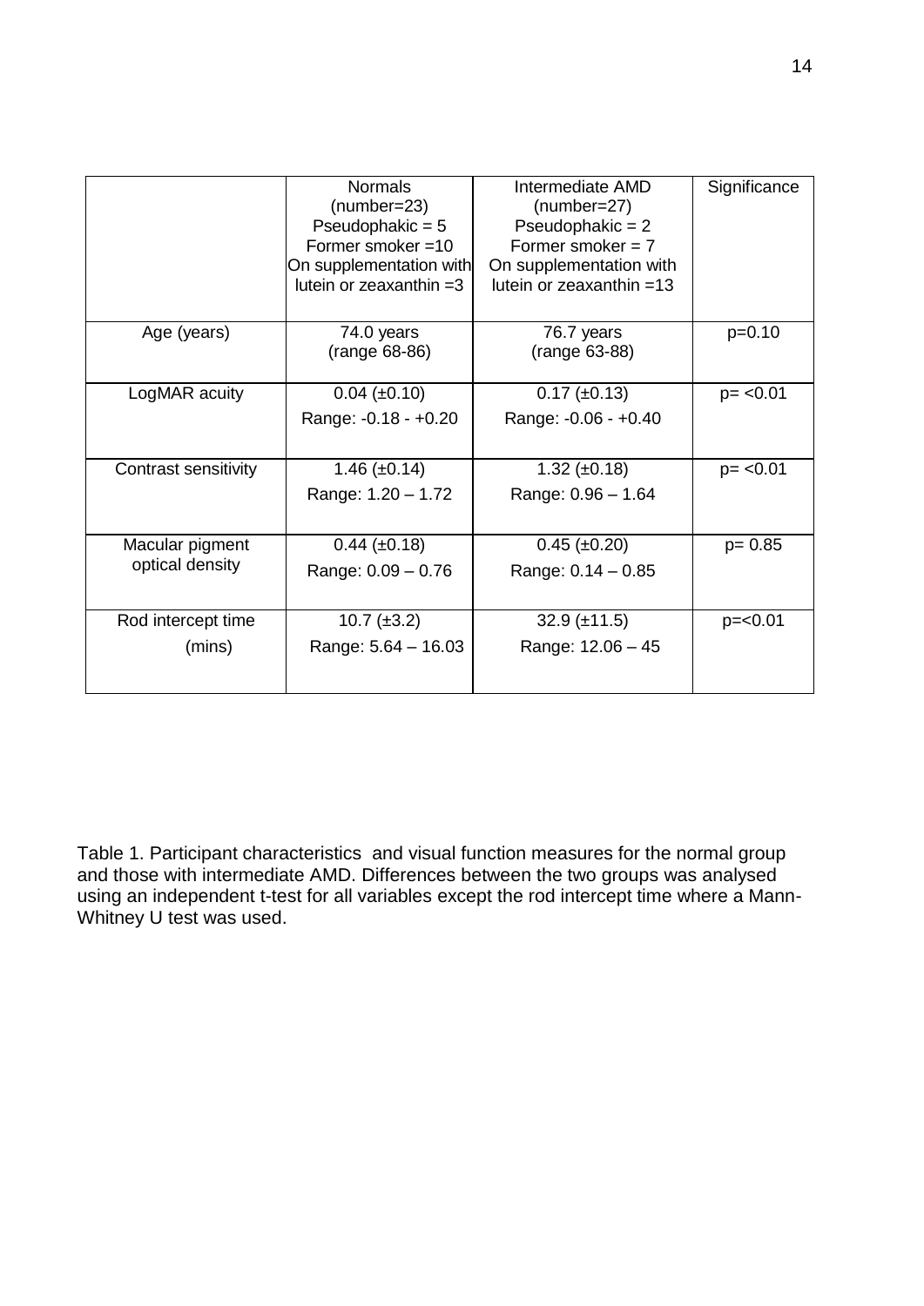| | Normals (number=23) Pseudophakic = 5 Former smoker =10 On supplementation with lutein or zeaxanthin =3 | Intermediate AMD (number=27) Pseudophakic = 2 Former smoker = 7 On supplementation with lutein or zeaxanthin =13 | Significance |
|---|---|---|---|
| Age (years) | 74.0 years (range 68-86) | 76.7 years (range 63-88) | p=0.10 |
| LogMAR acuity | 0.04 (±0.10) Range: -0.18 - +0.20 | 0.17 (±0.13) Range: -0.06 - +0.40 | p= <0.01 |
| Contrast sensitivity | 1.46 (±0.14) Range: 1.20 – 1.72 | 1.32 (±0.18) Range: 0.96 – 1.64 | p= <0.01 |
| Macular pigment optical density | 0.44 (±0.18) Range: 0.09 – 0.76 | 0.45 (±0.20) Range: 0.14 – 0.85 | p= 0.85 |
| Rod intercept time (mins) | 10.7 (±3.2) Range: 5.64 – 16.03 | 32.9 (±11.5) Range: 12.06 – 45 | p=<0.01 |

Table 1. Participant characteristics and visual function measures for the normal group and those with intermediate AMD. Differences between the two groups was analysed using an independent t-test for all variables except the rod intercept time where a Mann-Whitney U test was used.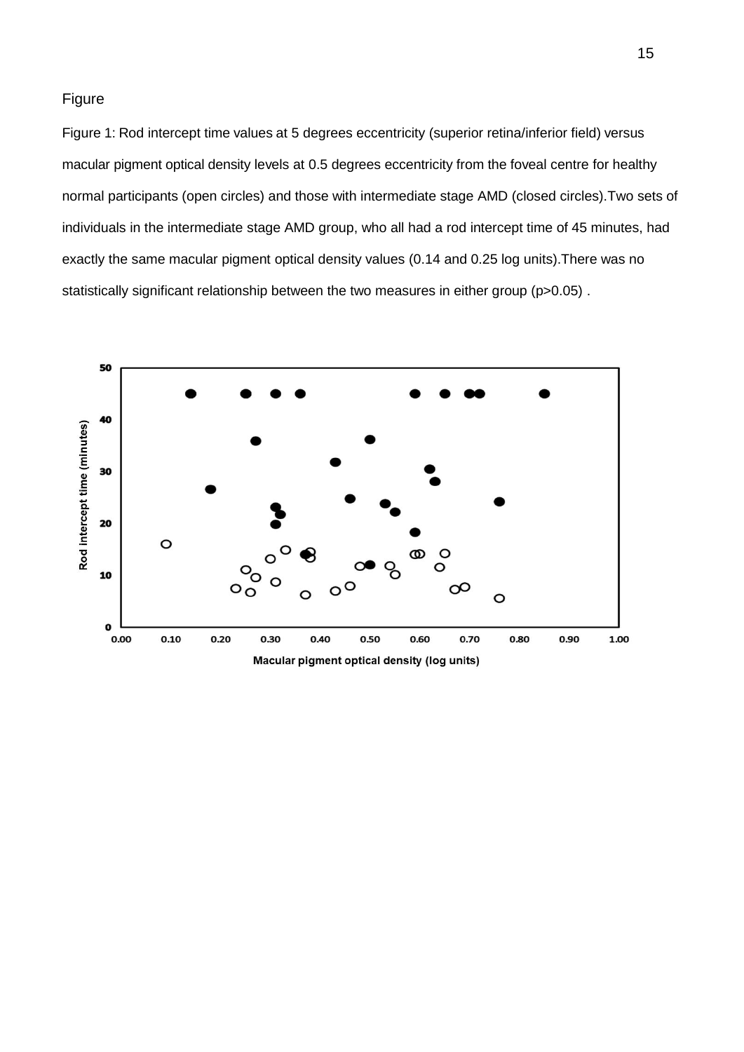Figure

Figure 1: Rod intercept time values at 5 degrees eccentricity (superior retina/inferior field) versus macular pigment optical density levels at 0.5 degrees eccentricity from the foveal centre for healthy normal participants (open circles) and those with intermediate stage AMD (closed circles).Two sets of individuals in the intermediate stage AMD group, who all had a rod intercept time of 45 minutes, had exactly the same macular pigment optical density values (0.14 and 0.25 log units).There was no statistically significant relationship between the two measures in either group (p>0.05) .

Rod intercept time (minutes)

50
40
30
20
10
0

0.00 0.10 0.20 0.30 0.40 0.50 0.60 0.70 0.80 0.90 1.00

Macular pigment optical density (log units)